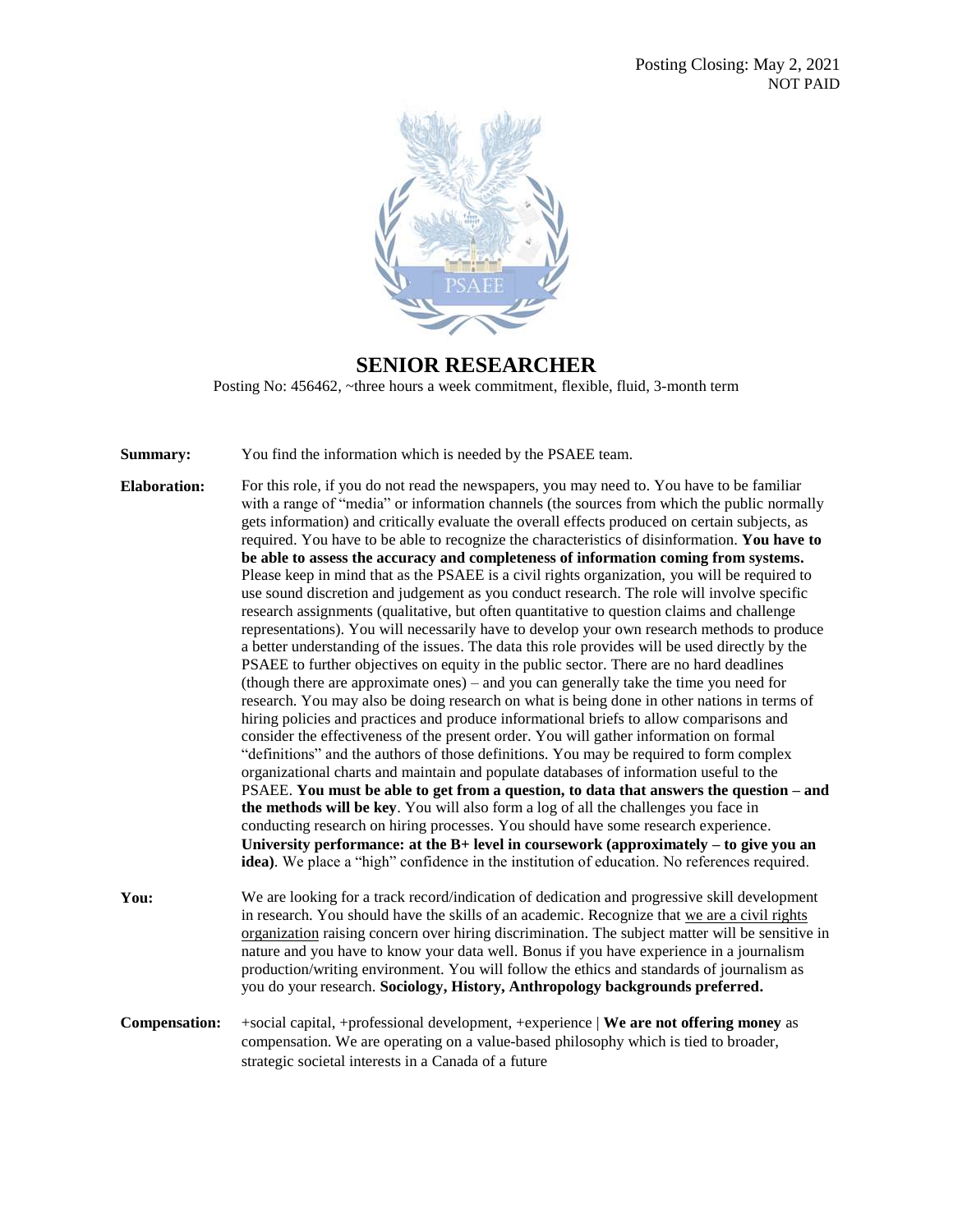Posting Closing: May 2, 2021
NOT PAID

# SENIOR RESEARCHER

Posting No: 456462, ~three hours a week commitment, flexible, fluid, 3-month term

**Summary:** You find the information which is needed by the PSAEE team.

**Elaboration:** For this role, if you do not read the newspapers, you may need to. You have to be familiar with a range of "media" or information channels (the sources from which the public normally gets information) and critically evaluate the overall effects produced on certain subjects, as required. You have to be able to recognize the characteristics of disinformation. **You have to be able to assess the accuracy and completeness of information coming from systems.** Please keep in mind that as the PSAEE is a civil rights organization, you will be required to use sound discretion and judgement as you conduct research. The role will involve specific research assignments (qualitative, but often quantitative to question claims and challenge representations). You will necessarily have to develop your own research methods to produce a better understanding of the issues. The data this role provides will be used directly by the PSAEE to further objectives on equity in the public sector. There are no hard deadlines (though there are approximate ones) – and you can generally take the time you need for research. You may also be doing research on what is being done in other nations in terms of hiring policies and practices and produce informational briefs to allow comparisons and consider the effectiveness of the present order. You will gather information on formal "definitions" and the authors of those definitions. You may be required to form complex organizational charts and maintain and populate databases of information useful to the PSAEE. **You must be able to get from a question, to data that answers the question – and the methods will be key**. You will also form a log of all the challenges you face in conducting research on hiring processes. You should have some research experience. **University performance: at the B+ level in coursework (approximately – to give you an idea)**. We place a "high" confidence in the institution of education. No references required.

**You:** We are looking for a track record/indication of dedication and progressive skill development in research. You should have the skills of an academic. Recognize that we are a civil rights organization raising concern over hiring discrimination. The subject matter will be sensitive in nature and you have to know your data well. Bonus if you have experience in a journalism production/writing environment. You will follow the ethics and standards of journalism as you do your research. **Sociology, History, Anthropology backgrounds preferred.**

**Compensation:** +social capital, +professional development, +experience | **We are not offering money** as compensation. We are operating on a value-based philosophy which is tied to broader, strategic societal interests in a Canada of a future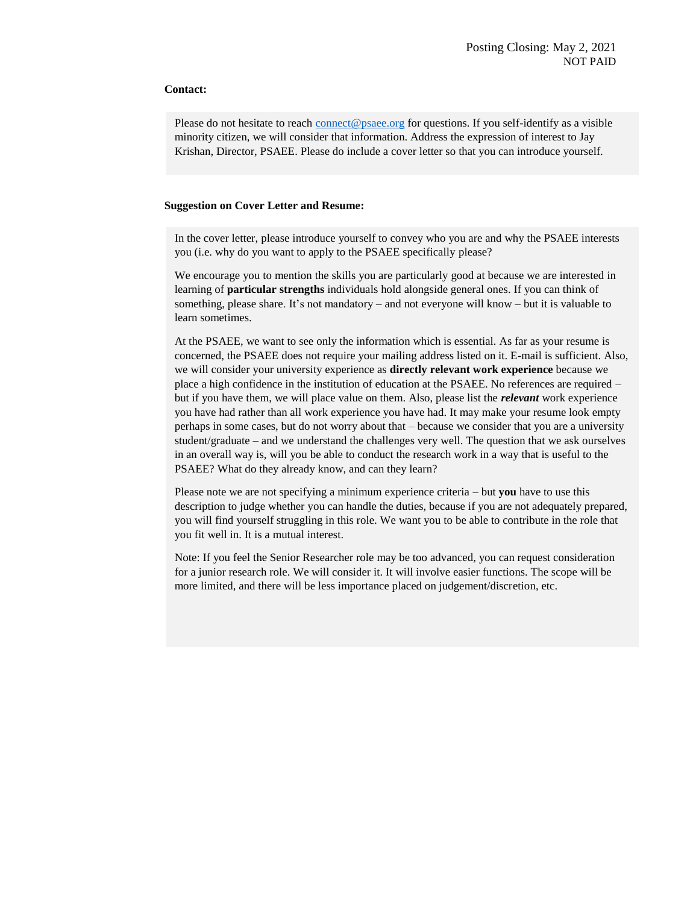Posting Closing: May 2, 2021
NOT PAID

**Contact:**

Please do not hesitate to reach connect@psaee.org for questions. If you self-identify as a visible minority citizen, we will consider that information. Address the expression of interest to Jay Krishan, Director, PSAEE. Please do include a cover letter so that you can introduce yourself.

**Suggestion on Cover Letter and Resume:**

In the cover letter, please introduce yourself to convey who you are and why the PSAEE interests you (i.e. why do you want to apply to the PSAEE specifically please?

We encourage you to mention the skills you are particularly good at because we are interested in learning of **particular strengths** individuals hold alongside general ones. If you can think of something, please share. It's not mandatory – and not everyone will know – but it is valuable to learn sometimes.

At the PSAEE, we want to see only the information which is essential. As far as your resume is concerned, the PSAEE does not require your mailing address listed on it. E-mail is sufficient. Also, we will consider your university experience as **directly relevant work experience** because we place a high confidence in the institution of education at the PSAEE. No references are required – but if you have them, we will place value on them. Also, please list the ***relevant*** work experience you have had rather than all work experience you have had. It may make your resume look empty perhaps in some cases, but do not worry about that – because we consider that you are a university student/graduate – and we understand the challenges very well. The question that we ask ourselves in an overall way is, will you be able to conduct the research work in a way that is useful to the PSAEE? What do they already know, and can they learn?

Please note we are not specifying a minimum experience criteria – but **you** have to use this description to judge whether you can handle the duties, because if you are not adequately prepared, you will find yourself struggling in this role. We want you to be able to contribute in the role that you fit well in. It is a mutual interest.

Note: If you feel the Senior Researcher role may be too advanced, you can request consideration for a junior research role. We will consider it. It will involve easier functions. The scope will be more limited, and there will be less importance placed on judgement/discretion, etc.